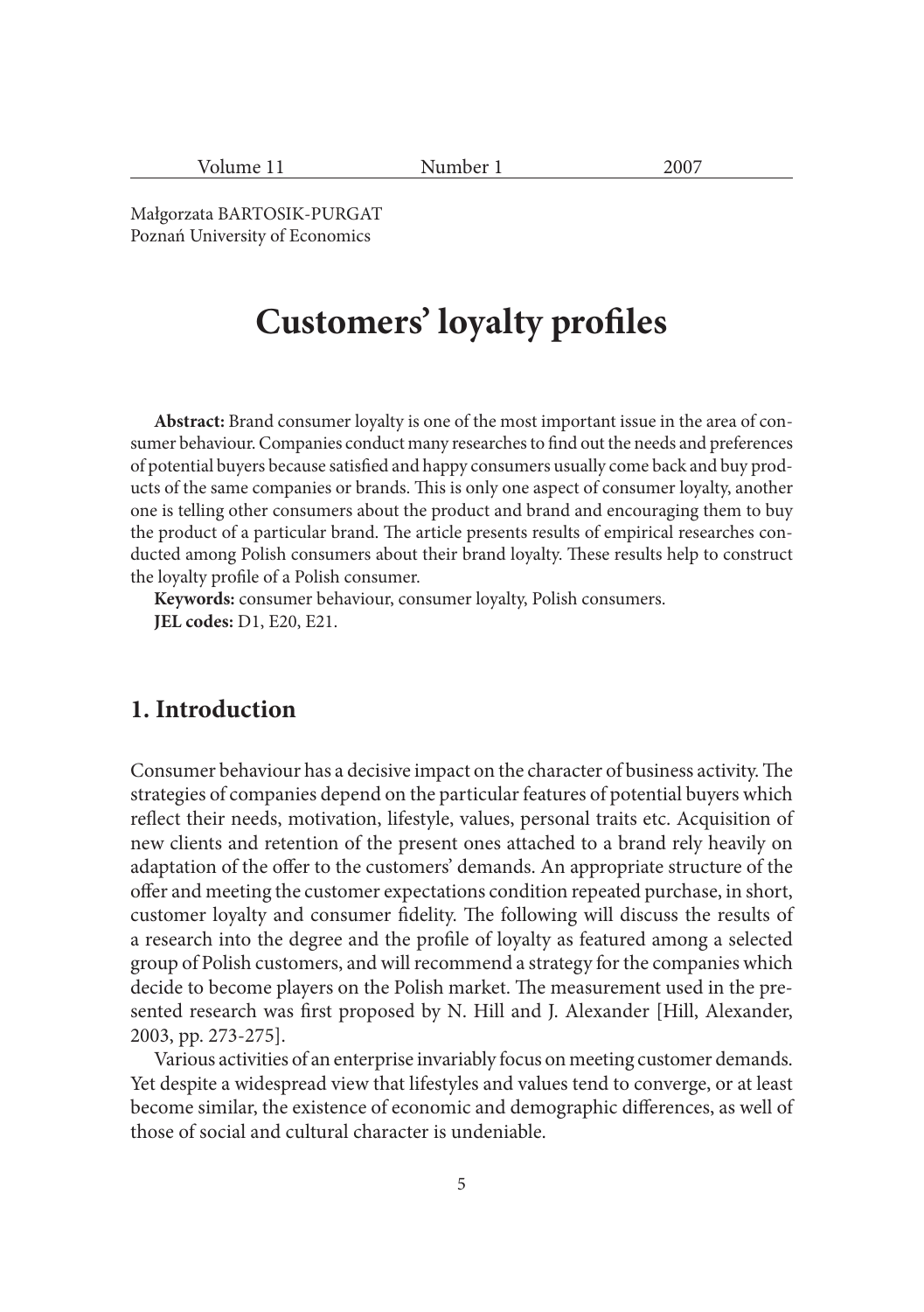Małgorzata BARTOSIK-PURGAT
Poznań University of Economics

# Customers' loyalty profiles

**Abstract:** Brand consumer loyalty is one of the most important issue in the area of consumer behaviour. Companies conduct many researches to find out the needs and preferences of potential buyers because satisfied and happy consumers usually come back and buy products of the same companies or brands. This is only one aspect of consumer loyalty, another one is telling other consumers about the product and brand and encouraging them to buy the product of a particular brand. The article presents results of empirical researches conducted among Polish consumers about their brand loyalty. These results help to construct the loyalty profile of a Polish consumer.

**Keywords:** consumer behaviour, consumer loyalty, Polish consumers.

**JEL codes:** D1, E20, E21.

## 1. Introduction

Consumer behaviour has a decisive impact on the character of business activity. The strategies of companies depend on the particular features of potential buyers which reflect their needs, motivation, lifestyle, values, personal traits etc. Acquisition of new clients and retention of the present ones attached to a brand rely heavily on adaptation of the offer to the customers' demands. An appropriate structure of the offer and meeting the customer expectations condition repeated purchase, in short, customer loyalty and consumer fidelity. The following will discuss the results of a research into the degree and the profile of loyalty as featured among a selected group of Polish customers, and will recommend a strategy for the companies which decide to become players on the Polish market. The measurement used in the presented research was first proposed by N. Hill and J. Alexander [Hill, Alexander, 2003, pp. 273-275].

Various activities of an enterprise invariably focus on meeting customer demands. Yet despite a widespread view that lifestyles and values tend to converge, or at least become similar, the existence of economic and demographic differences, as well of those of social and cultural character is undeniable.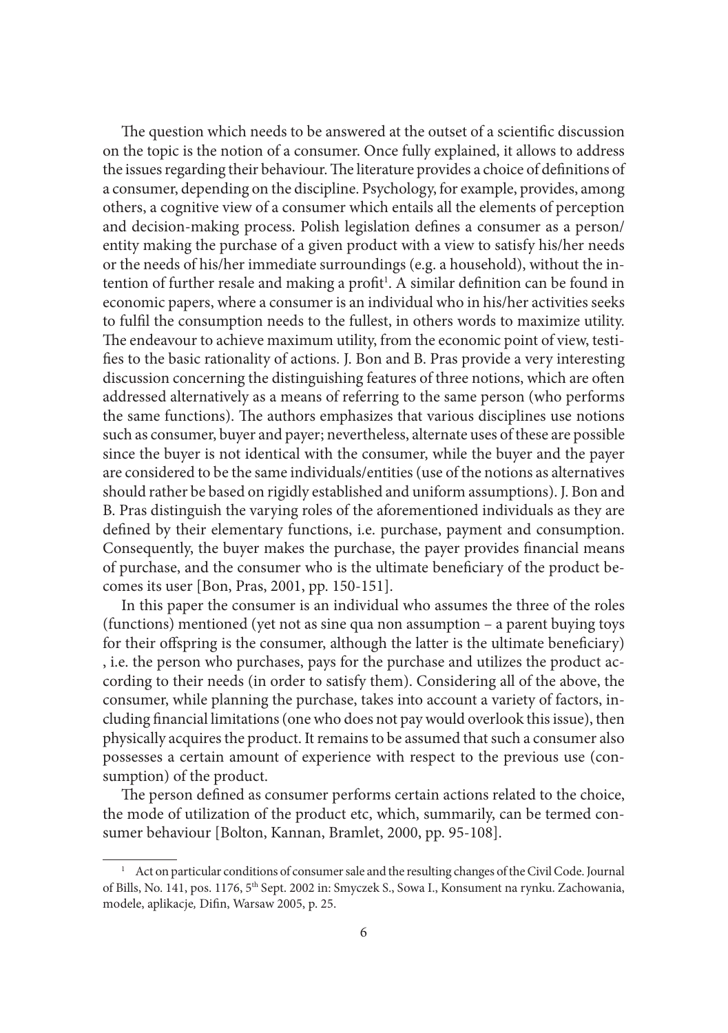The question which needs to be answered at the outset of a scientific discussion on the topic is the notion of a consumer. Once fully explained, it allows to address the issues regarding their behaviour. The literature provides a choice of definitions of a consumer, depending on the discipline. Psychology, for example, provides, among others, a cognitive view of a consumer which entails all the elements of perception and decision-making process. Polish legislation defines a consumer as a person/entity making the purchase of a given product with a view to satisfy his/her needs or the needs of his/her immediate surroundings (e.g. a household), without the intention of further resale and making a profit[1]. A similar definition can be found in economic papers, where a consumer is an individual who in his/her activities seeks to fulfil the consumption needs to the fullest, in others words to maximize utility. The endeavour to achieve maximum utility, from the economic point of view, testifies to the basic rationality of actions. J. Bon and B. Pras provide a very interesting discussion concerning the distinguishing features of three notions, which are often addressed alternatively as a means of referring to the same person (who performs the same functions). The authors emphasizes that various disciplines use notions such as consumer, buyer and payer; nevertheless, alternate uses of these are possible since the buyer is not identical with the consumer, while the buyer and the payer are considered to be the same individuals/entities (use of the notions as alternatives should rather be based on rigidly established and uniform assumptions). J. Bon and B. Pras distinguish the varying roles of the aforementioned individuals as they are defined by their elementary functions, i.e. purchase, payment and consumption. Consequently, the buyer makes the purchase, the payer provides financial means of purchase, and the consumer who is the ultimate beneficiary of the product becomes its user [Bon, Pras, 2001, pp. 150-151].

In this paper the consumer is an individual who assumes the three of the roles (functions) mentioned (yet not as sine qua non assumption – a parent buying toys for their offspring is the consumer, although the latter is the ultimate beneficiary) , i.e. the person who purchases, pays for the purchase and utilizes the product according to their needs (in order to satisfy them). Considering all of the above, the consumer, while planning the purchase, takes into account a variety of factors, including financial limitations (one who does not pay would overlook this issue), then physically acquires the product. It remains to be assumed that such a consumer also possesses a certain amount of experience with respect to the previous use (consumption) of the product.

The person defined as consumer performs certain actions related to the choice, the mode of utilization of the product etc, which, summarily, can be termed consumer behaviour [Bolton, Kannan, Bramlet, 2000, pp. 95-108].

---

[1] Act on particular conditions of consumer sale and the resulting changes of the Civil Code. Journal of Bills, No. 141, pos. 1176, 5th Sept. 2002 in: Smyczek S., Sowa I., Konsument na rynku. Zachowania, modele, aplikacje*,* Difin, Warsaw 2005, p. 25.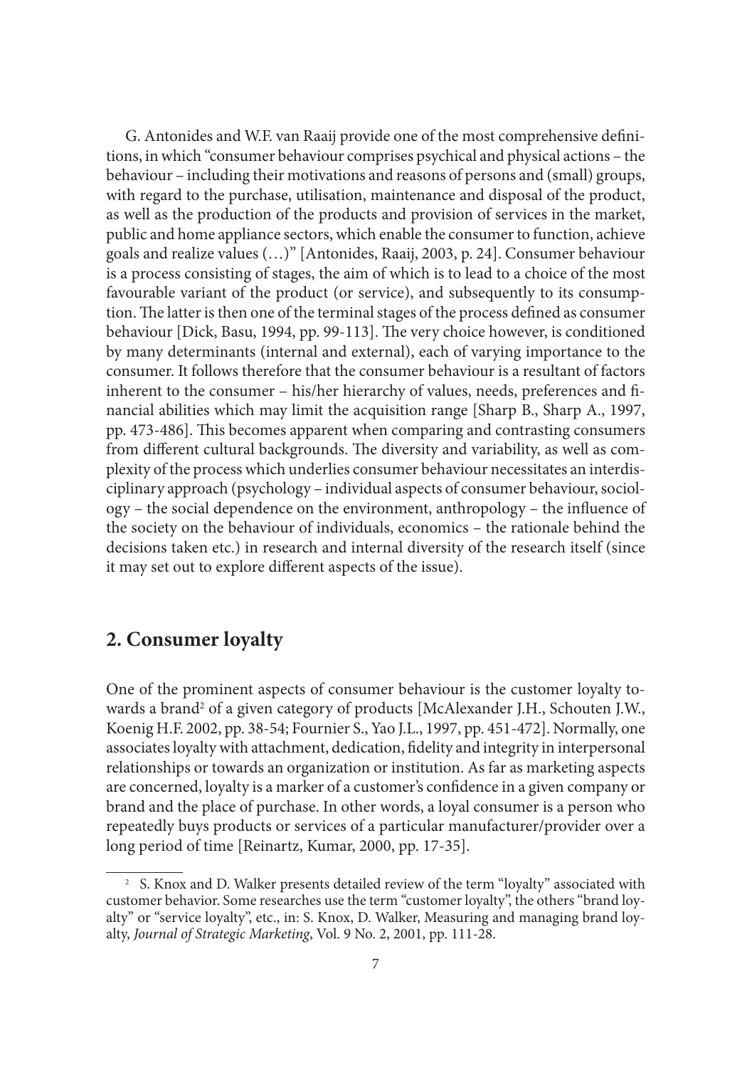G. Antonides and W.F. van Raaij provide one of the most comprehensive definitions, in which "consumer behaviour comprises psychical and physical actions – the behaviour – including their motivations and reasons of persons and (small) groups, with regard to the purchase, utilisation, maintenance and disposal of the product, as well as the production of the products and provision of services in the market, public and home appliance sectors, which enable the consumer to function, achieve goals and realize values (…)" [Antonides, Raaij, 2003, p. 24]. Consumer behaviour is a process consisting of stages, the aim of which is to lead to a choice of the most favourable variant of the product (or service), and subsequently to its consumption. The latter is then one of the terminal stages of the process defined as consumer behaviour [Dick, Basu, 1994, pp. 99-113]. The very choice however, is conditioned by many determinants (internal and external), each of varying importance to the consumer. It follows therefore that the consumer behaviour is a resultant of factors inherent to the consumer – his/her hierarchy of values, needs, preferences and financial abilities which may limit the acquisition range [Sharp B., Sharp A., 1997, pp. 473-486]. This becomes apparent when comparing and contrasting consumers from different cultural backgrounds. The diversity and variability, as well as complexity of the process which underlies consumer behaviour necessitates an interdisciplinary approach (psychology – individual aspects of consumer behaviour, sociology – the social dependence on the environment, anthropology – the influence of the society on the behaviour of individuals, economics – the rationale behind the decisions taken etc.) in research and internal diversity of the research itself (since it may set out to explore different aspects of the issue).

## 2. Consumer loyalty

One of the prominent aspects of consumer behaviour is the customer loyalty towards a brand[2] of a given category of products [McAlexander J.H., Schouten J.W., Koenig H.F. 2002, pp. 38-54; Fournier S., Yao J.L., 1997, pp. 451-472]. Normally, one associates loyalty with attachment, dedication, fidelity and integrity in interpersonal relationships or towards an organization or institution. As far as marketing aspects are concerned, loyalty is a marker of a customer's confidence in a given company or brand and the place of purchase. In other words, a loyal consumer is a person who repeatedly buys products or services of a particular manufacturer/provider over a long period of time [Reinartz, Kumar, 2000, pp. 17-35].

[2] S. Knox and D. Walker presents detailed review of the term "loyalty" associated with customer behavior. Some researches use the term "customer loyalty", the others "brand loyalty" or "service loyalty", etc., in: S. Knox, D. Walker, Measuring and managing brand loyalty, *Journal of Strategic Marketing*, Vol. 9 No. 2, 2001, pp. 111-28.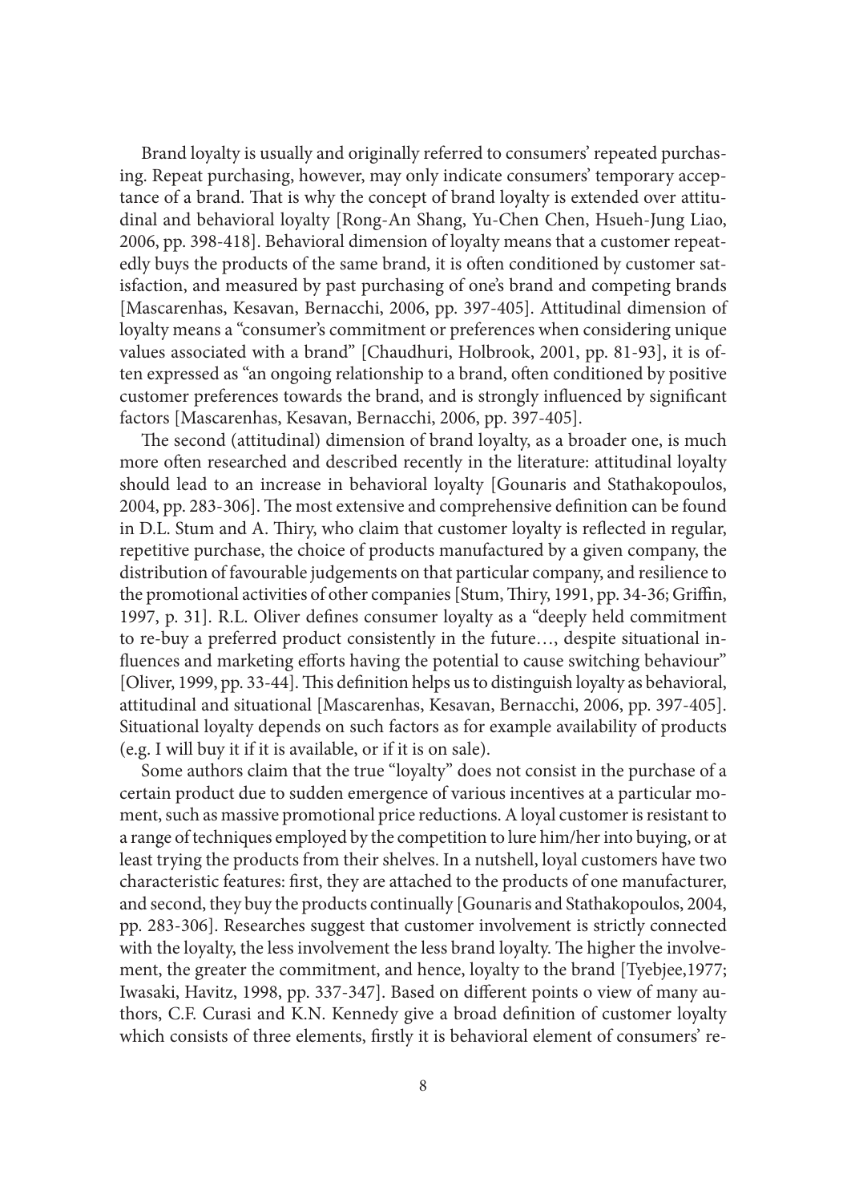Brand loyalty is usually and originally referred to consumers' repeated purchasing. Repeat purchasing, however, may only indicate consumers' temporary acceptance of a brand. That is why the concept of brand loyalty is extended over attitudinal and behavioral loyalty [Rong-An Shang, Yu-Chen Chen, Hsueh-Jung Liao, 2006, pp. 398-418]. Behavioral dimension of loyalty means that a customer repeatedly buys the products of the same brand, it is often conditioned by customer satisfaction, and measured by past purchasing of one's brand and competing brands [Mascarenhas, Kesavan, Bernacchi, 2006, pp. 397-405]. Attitudinal dimension of loyalty means a "consumer's commitment or preferences when considering unique values associated with a brand" [Chaudhuri, Holbrook, 2001, pp. 81-93], it is often expressed as "an ongoing relationship to a brand, often conditioned by positive customer preferences towards the brand, and is strongly influenced by significant factors [Mascarenhas, Kesavan, Bernacchi, 2006, pp. 397-405].

The second (attitudinal) dimension of brand loyalty, as a broader one, is much more often researched and described recently in the literature: attitudinal loyalty should lead to an increase in behavioral loyalty [Gounaris and Stathakopoulos, 2004, pp. 283-306]. The most extensive and comprehensive definition can be found in D.L. Stum and A. Thiry, who claim that customer loyalty is reflected in regular, repetitive purchase, the choice of products manufactured by a given company, the distribution of favourable judgements on that particular company, and resilience to the promotional activities of other companies [Stum, Thiry, 1991, pp. 34-36; Griffin, 1997, p. 31]. R.L. Oliver defines consumer loyalty as a "deeply held commitment to re-buy a preferred product consistently in the future…, despite situational influences and marketing efforts having the potential to cause switching behaviour" [Oliver, 1999, pp. 33-44]. This definition helps us to distinguish loyalty as behavioral, attitudinal and situational [Mascarenhas, Kesavan, Bernacchi, 2006, pp. 397-405]. Situational loyalty depends on such factors as for example availability of products (e.g. I will buy it if it is available, or if it is on sale).

Some authors claim that the true "loyalty" does not consist in the purchase of a certain product due to sudden emergence of various incentives at a particular moment, such as massive promotional price reductions. A loyal customer is resistant to a range of techniques employed by the competition to lure him/her into buying, or at least trying the products from their shelves. In a nutshell, loyal customers have two characteristic features: first, they are attached to the products of one manufacturer, and second, they buy the products continually [Gounaris and Stathakopoulos, 2004, pp. 283-306]. Researches suggest that customer involvement is strictly connected with the loyalty, the less involvement the less brand loyalty. The higher the involvement, the greater the commitment, and hence, loyalty to the brand [Tyebjee,1977; Iwasaki, Havitz, 1998, pp. 337-347]. Based on different points o view of many authors, C.F. Curasi and K.N. Kennedy give a broad definition of customer loyalty which consists of three elements, firstly it is behavioral element of consumers' re-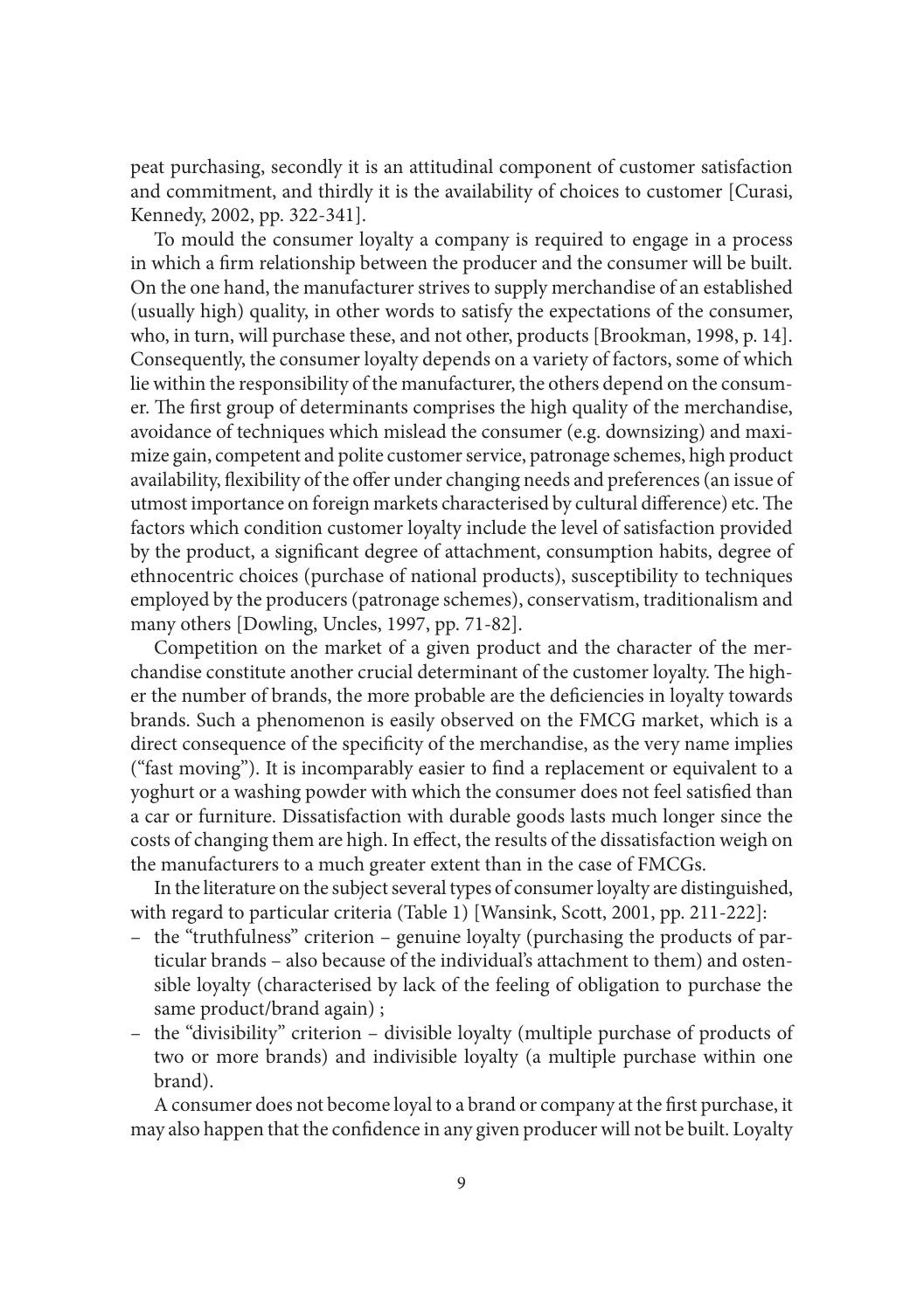peat purchasing, secondly it is an attitudinal component of customer satisfaction and commitment, and thirdly it is the availability of choices to customer [Curasi, Kennedy, 2002, pp. 322-341].

To mould the consumer loyalty a company is required to engage in a process in which a firm relationship between the producer and the consumer will be built. On the one hand, the manufacturer strives to supply merchandise of an established (usually high) quality, in other words to satisfy the expectations of the consumer, who, in turn, will purchase these, and not other, products [Brookman, 1998, p. 14]. Consequently, the consumer loyalty depends on a variety of factors, some of which lie within the responsibility of the manufacturer, the others depend on the consumer. The first group of determinants comprises the high quality of the merchandise, avoidance of techniques which mislead the consumer (e.g. downsizing) and maximize gain, competent and polite customer service, patronage schemes, high product availability, flexibility of the offer under changing needs and preferences (an issue of utmost importance on foreign markets characterised by cultural difference) etc. The factors which condition customer loyalty include the level of satisfaction provided by the product, a significant degree of attachment, consumption habits, degree of ethnocentric choices (purchase of national products), susceptibility to techniques employed by the producers (patronage schemes), conservatism, traditionalism and many others [Dowling, Uncles, 1997, pp. 71-82].

Competition on the market of a given product and the character of the merchandise constitute another crucial determinant of the customer loyalty. The higher the number of brands, the more probable are the deficiencies in loyalty towards brands. Such a phenomenon is easily observed on the FMCG market, which is a direct consequence of the specificity of the merchandise, as the very name implies ("fast moving"). It is incomparably easier to find a replacement or equivalent to a yoghurt or a washing powder with which the consumer does not feel satisfied than a car or furniture. Dissatisfaction with durable goods lasts much longer since the costs of changing them are high. In effect, the results of the dissatisfaction weigh on the manufacturers to a much greater extent than in the case of FMCGs.

In the literature on the subject several types of consumer loyalty are distinguished, with regard to particular criteria (Table 1) [Wansink, Scott, 2001, pp. 211-222]:

- the "truthfulness" criterion – genuine loyalty (purchasing the products of particular brands – also because of the individual's attachment to them) and ostensible loyalty (characterised by lack of the feeling of obligation to purchase the same product/brand again) ;
- the "divisibility" criterion – divisible loyalty (multiple purchase of products of two or more brands) and indivisible loyalty (a multiple purchase within one brand).

A consumer does not become loyal to a brand or company at the first purchase, it may also happen that the confidence in any given producer will not be built. Loyalty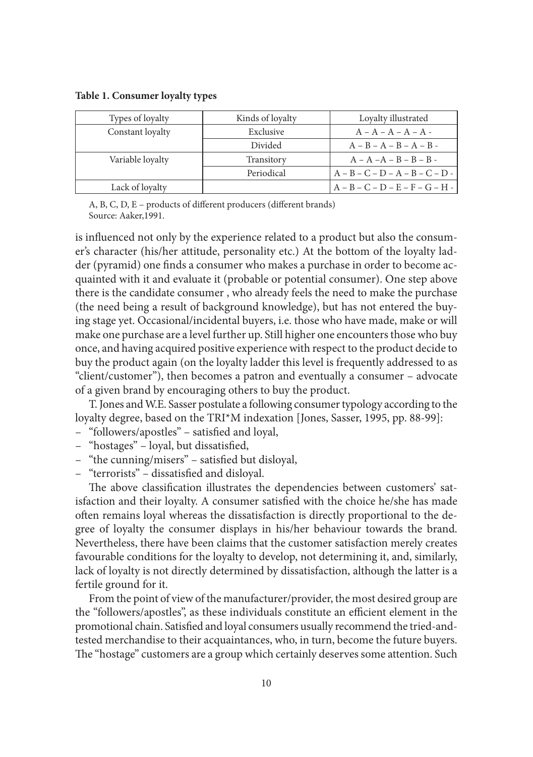**Table 1. Consumer loyalty types**

| Types of loyalty | Kinds of loyalty | Loyalty illustrated |
|---|---|---|
| Constant loyalty | Exclusive | A – A – A – A – A - |
| | Divided | A – B – A – B – A – B - |
| Variable loyalty | Transitory | A – A –A – B – B – B - |
| | Periodical | A – B – C – D – A – B – C – D - |
| Lack of loyalty | | A – B – C – D – E – F – G – H - |

A, B, C, D, E – products of different producers (different brands)
Source: Aaker,1991.

is influenced not only by the experience related to a product but also the consumer's character (his/her attitude, personality etc.) At the bottom of the loyalty ladder (pyramid) one finds a consumer who makes a purchase in order to become acquainted with it and evaluate it (probable or potential consumer). One step above there is the candidate consumer , who already feels the need to make the purchase (the need being a result of background knowledge), but has not entered the buying stage yet. Occasional/incidental buyers, i.e. those who have made, make or will make one purchase are a level further up. Still higher one encounters those who buy once, and having acquired positive experience with respect to the product decide to buy the product again (on the loyalty ladder this level is frequently addressed to as "client/customer"), then becomes a patron and eventually a consumer – advocate of a given brand by encouraging others to buy the product.

T. Jones and W.E. Sasser postulate a following consumer typology according to the loyalty degree, based on the TRI*M indexation [Jones, Sasser, 1995, pp. 88-99]:

- "followers/apostles" – satisfied and loyal,
- "hostages" – loyal, but dissatisfied,
- "the cunning/misers" – satisfied but disloyal,
- "terrorists" – dissatisfied and disloyal.

The above classification illustrates the dependencies between customers' satisfaction and their loyalty. A consumer satisfied with the choice he/she has made often remains loyal whereas the dissatisfaction is directly proportional to the degree of loyalty the consumer displays in his/her behaviour towards the brand. Nevertheless, there have been claims that the customer satisfaction merely creates favourable conditions for the loyalty to develop, not determining it, and, similarly, lack of loyalty is not directly determined by dissatisfaction, although the latter is a fertile ground for it.

From the point of view of the manufacturer/provider, the most desired group are the "followers/apostles", as these individuals constitute an efficient element in the promotional chain. Satisfied and loyal consumers usually recommend the tried-and-tested merchandise to their acquaintances, who, in turn, become the future buyers. The "hostage" customers are a group which certainly deserves some attention. Such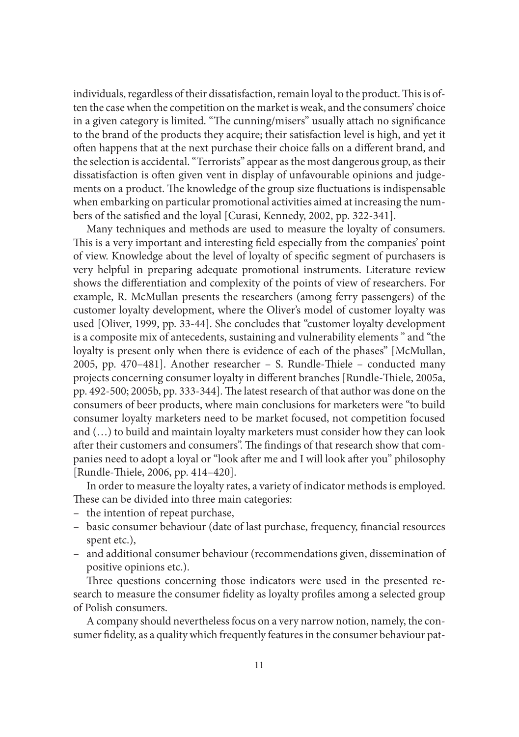individuals, regardless of their dissatisfaction, remain loyal to the product. This is often the case when the competition on the market is weak, and the consumers' choice in a given category is limited. "The cunning/misers" usually attach no significance to the brand of the products they acquire; their satisfaction level is high, and yet it often happens that at the next purchase their choice falls on a different brand, and the selection is accidental. "Terrorists" appear as the most dangerous group, as their dissatisfaction is often given vent in display of unfavourable opinions and judgements on a product. The knowledge of the group size fluctuations is indispensable when embarking on particular promotional activities aimed at increasing the numbers of the satisfied and the loyal [Curasi, Kennedy, 2002, pp. 322-341].

Many techniques and methods are used to measure the loyalty of consumers. This is a very important and interesting field especially from the companies' point of view. Knowledge about the level of loyalty of specific segment of purchasers is very helpful in preparing adequate promotional instruments. Literature review shows the differentiation and complexity of the points of view of researchers. For example, R. McMullan presents the researchers (among ferry passengers) of the customer loyalty development, where the Oliver's model of customer loyalty was used [Oliver, 1999, pp. 33-44]. She concludes that "customer loyalty development is a composite mix of antecedents, sustaining and vulnerability elements " and "the loyalty is present only when there is evidence of each of the phases" [McMullan, 2005, pp. 470–481]. Another researcher – S. Rundle-Thiele – conducted many projects concerning consumer loyalty in different branches [Rundle-Thiele, 2005a, pp. 492-500; 2005b, pp. 333-344]. The latest research of that author was done on the consumers of beer products, where main conclusions for marketers were "to build consumer loyalty marketers need to be market focused, not competition focused and (…) to build and maintain loyalty marketers must consider how they can look after their customers and consumers". The findings of that research show that companies need to adopt a loyal or "look after me and I will look after you" philosophy [Rundle-Thiele, 2006, pp. 414–420].

In order to measure the loyalty rates, a variety of indicator methods is employed. These can be divided into three main categories:

- the intention of repeat purchase,
- basic consumer behaviour (date of last purchase, frequency, financial resources spent etc.),
- and additional consumer behaviour (recommendations given, dissemination of positive opinions etc.).

Three questions concerning those indicators were used in the presented research to measure the consumer fidelity as loyalty profiles among a selected group of Polish consumers.

A company should nevertheless focus on a very narrow notion, namely, the consumer fidelity, as a quality which frequently features in the consumer behaviour pat-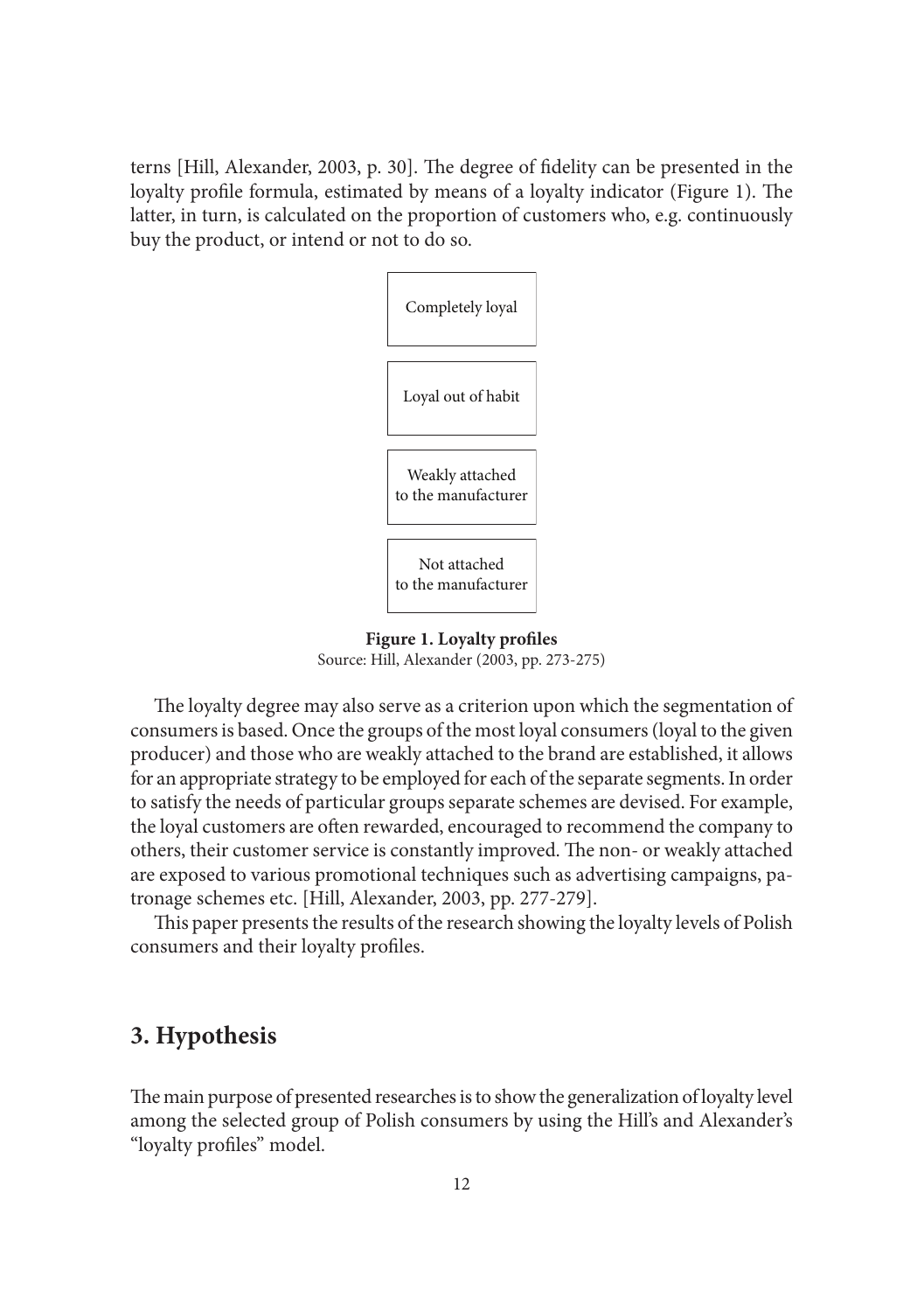terns [Hill, Alexander, 2003, p. 30]. The degree of fidelity can be presented in the loyalty profile formula, estimated by means of a loyalty indicator (Figure 1). The latter, in turn, is calculated on the proportion of customers who, e.g. continuously buy the product, or intend or not to do so.

Completely loyal

Loyal out of habit

Weakly attached to the manufacturer

Not attached to the manufacturer

**Figure 1. Loyalty profiles**
Source: Hill, Alexander (2003, pp. 273-275)

The loyalty degree may also serve as a criterion upon which the segmentation of consumers is based. Once the groups of the most loyal consumers (loyal to the given producer) and those who are weakly attached to the brand are established, it allows for an appropriate strategy to be employed for each of the separate segments. In order to satisfy the needs of particular groups separate schemes are devised. For example, the loyal customers are often rewarded, encouraged to recommend the company to others, their customer service is constantly improved. The non- or weakly attached are exposed to various promotional techniques such as advertising campaigns, patronage schemes etc. [Hill, Alexander, 2003, pp. 277-279].

This paper presents the results of the research showing the loyalty levels of Polish consumers and their loyalty profiles.

## 3. Hypothesis

The main purpose of presented researches is to show the generalization of loyalty level among the selected group of Polish consumers by using the Hill's and Alexander's "loyalty profiles" model.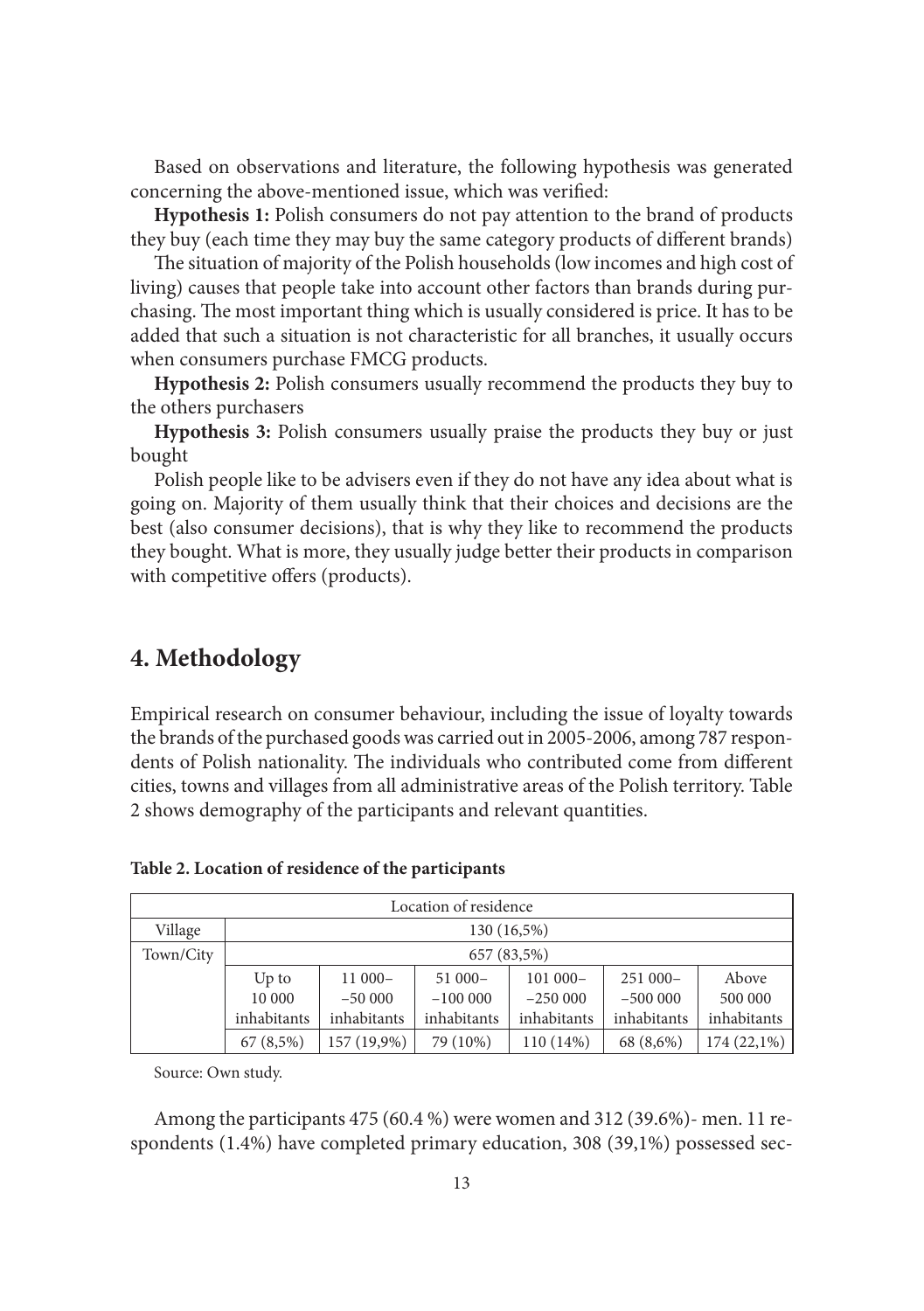Based on observations and literature, the following hypothesis was generated concerning the above-mentioned issue, which was verified:

**Hypothesis 1:** Polish consumers do not pay attention to the brand of products they buy (each time they may buy the same category products of different brands)

The situation of majority of the Polish households (low incomes and high cost of living) causes that people take into account other factors than brands during purchasing. The most important thing which is usually considered is price. It has to be added that such a situation is not characteristic for all branches, it usually occurs when consumers purchase FMCG products.

**Hypothesis 2:** Polish consumers usually recommend the products they buy to the others purchasers

**Hypothesis 3:** Polish consumers usually praise the products they buy or just bought

Polish people like to be advisers even if they do not have any idea about what is going on. Majority of them usually think that their choices and decisions are the best (also consumer decisions), that is why they like to recommend the products they bought. What is more, they usually judge better their products in comparison with competitive offers (products).

## 4. Methodology

Empirical research on consumer behaviour, including the issue of loyalty towards the brands of the purchased goods was carried out in 2005-2006, among 787 respondents of Polish nationality. The individuals who contributed come from different cities, towns and villages from all administrative areas of the Polish territory. Table 2 shows demography of the participants and relevant quantities.

**Table 2. Location of residence of the participants**

| Location of residence | | | | | | |
|---|---|---|---|---|---|---|
| Village | 130 (16,5%) | | | | | |
| Town/City | 657 (83,5%) | | | | | |
| | Up to 10 000 inhabitants | 11 000–50 000 inhabitants | 51 000–100 000 inhabitants | 101 000–250 000 inhabitants | 251 000–500 000 inhabitants | Above 500 000 inhabitants |
| | 67 (8,5%) | 157 (19,9%) | 79 (10%) | 110 (14%) | 68 (8,6%) | 174 (22,1%) |

Source: Own study.

Among the participants 475 (60.4 %) were women and 312 (39.6%)- men. 11 respondents (1.4%) have completed primary education, 308 (39,1%) possessed sec-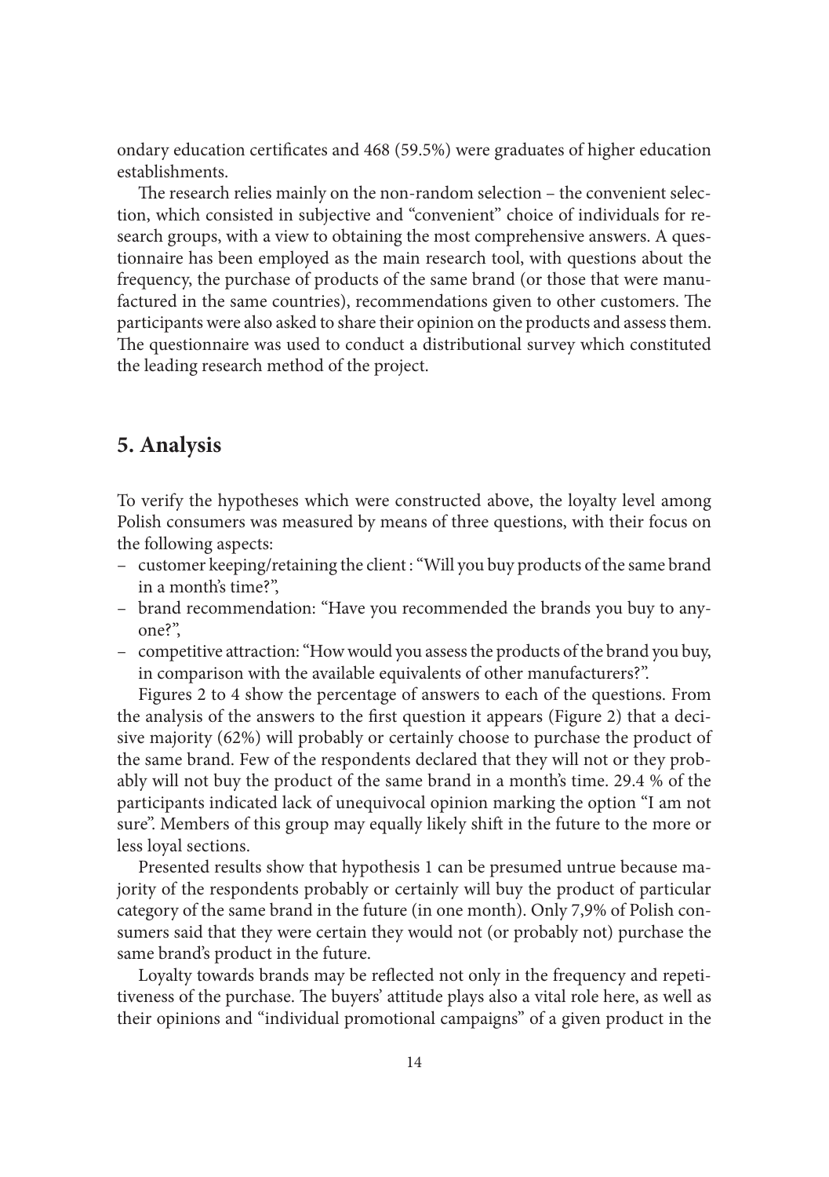ondary education certificates and 468 (59.5%) were graduates of higher education establishments.

The research relies mainly on the non-random selection – the convenient selection, which consisted in subjective and "convenient" choice of individuals for research groups, with a view to obtaining the most comprehensive answers. A questionnaire has been employed as the main research tool, with questions about the frequency, the purchase of products of the same brand (or those that were manufactured in the same countries), recommendations given to other customers. The participants were also asked to share their opinion on the products and assess them. The questionnaire was used to conduct a distributional survey which constituted the leading research method of the project.

## 5. Analysis

To verify the hypotheses which were constructed above, the loyalty level among Polish consumers was measured by means of three questions, with their focus on the following aspects:

- customer keeping/retaining the client : "Will you buy products of the same brand in a month's time?",
- brand recommendation: "Have you recommended the brands you buy to anyone?",
- competitive attraction: "How would you assess the products of the brand you buy, in comparison with the available equivalents of other manufacturers?".

Figures 2 to 4 show the percentage of answers to each of the questions. From the analysis of the answers to the first question it appears (Figure 2) that a decisive majority (62%) will probably or certainly choose to purchase the product of the same brand. Few of the respondents declared that they will not or they probably will not buy the product of the same brand in a month's time. 29.4 % of the participants indicated lack of unequivocal opinion marking the option "I am not sure". Members of this group may equally likely shift in the future to the more or less loyal sections.

Presented results show that hypothesis 1 can be presumed untrue because majority of the respondents probably or certainly will buy the product of particular category of the same brand in the future (in one month). Only 7,9% of Polish consumers said that they were certain they would not (or probably not) purchase the same brand's product in the future.

Loyalty towards brands may be reflected not only in the frequency and repetitiveness of the purchase. The buyers' attitude plays also a vital role here, as well as their opinions and "individual promotional campaigns" of a given product in the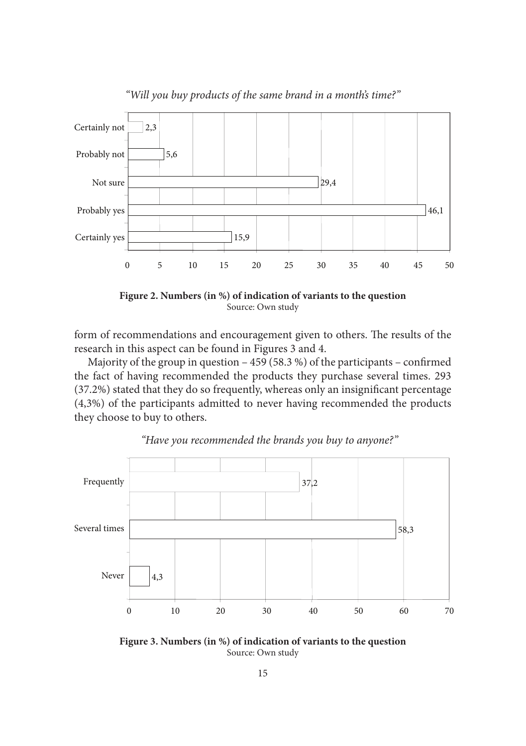*"Will you buy products of the same brand in a month's time?"*

| Answer | % |
|---|---|
| Certainly not | 2,3 |
| Probably not | 5,6 |
| Not sure | 29,4 |
| Probably yes | 46,1 |
| Certainly yes | 15,9 |

**Figure 2. Numbers (in %) of indication of variants to the question**
Source: Own study

form of recommendations and encouragement given to others. The results of the research in this aspect can be found in Figures 3 and 4.

Majority of the group in question – 459 (58.3 %) of the participants – confirmed the fact of having recommended the products they purchase several times. 293 (37.2%) stated that they do so frequently, whereas only an insignificant percentage (4,3%) of the participants admitted to never having recommended the products they choose to buy to others.

*"Have you recommended the brands you buy to anyone?"*

| Answer | % |
|---|---|
| Frequently | 37,2 |
| Several times | 58,3 |
| Never | 4,3 |

**Figure 3. Numbers (in %) of indication of variants to the question**
Source: Own study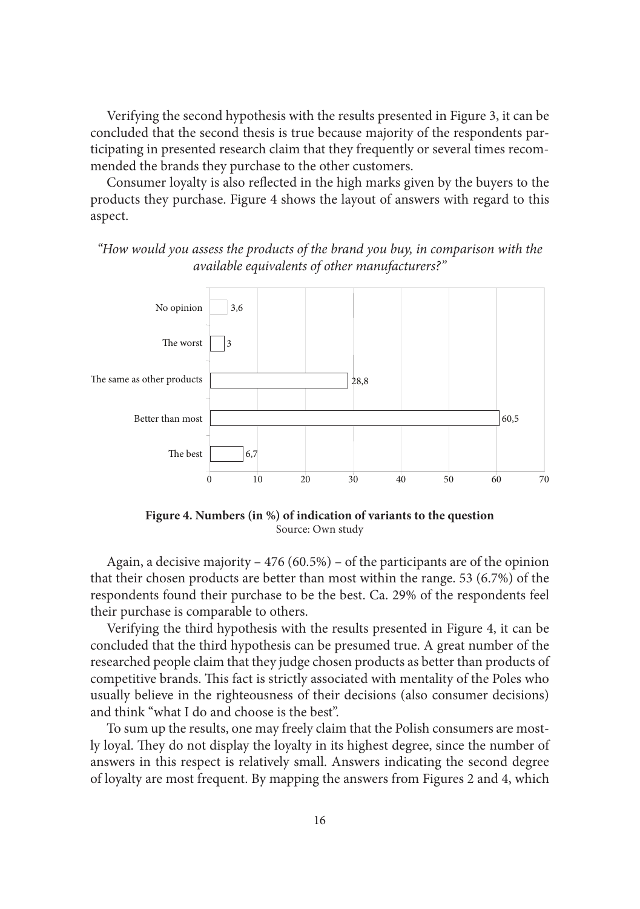Verifying the second hypothesis with the results presented in Figure 3, it can be concluded that the second thesis is true because majority of the respondents participating in presented research claim that they frequently or several times recommended the brands they purchase to the other customers.

Consumer loyalty is also reflected in the high marks given by the buyers to the products they purchase. Figure 4 shows the layout of answers with regard to this aspect.

*"How would you assess the products of the brand you buy, in comparison with the available equivalents of other manufacturers?"*

| Answer | % |
|---|---|
| No opinion | 3,6 |
| The worst | 3 |
| The same as other products | 28,8 |
| Better than most | 60,5 |
| The best | 6,7 |

**Figure 4. Numbers (in %) of indication of variants to the question**
Source: Own study

Again, a decisive majority – 476 (60.5%) – of the participants are of the opinion that their chosen products are better than most within the range. 53 (6.7%) of the respondents found their purchase to be the best. Ca. 29% of the respondents feel their purchase is comparable to others.

Verifying the third hypothesis with the results presented in Figure 4, it can be concluded that the third hypothesis can be presumed true. A great number of the researched people claim that they judge chosen products as better than products of competitive brands. This fact is strictly associated with mentality of the Poles who usually believe in the righteousness of their decisions (also consumer decisions) and think "what I do and choose is the best".

To sum up the results, one may freely claim that the Polish consumers are mostly loyal. They do not display the loyalty in its highest degree, since the number of answers in this respect is relatively small. Answers indicating the second degree of loyalty are most frequent. By mapping the answers from Figures 2 and 4, which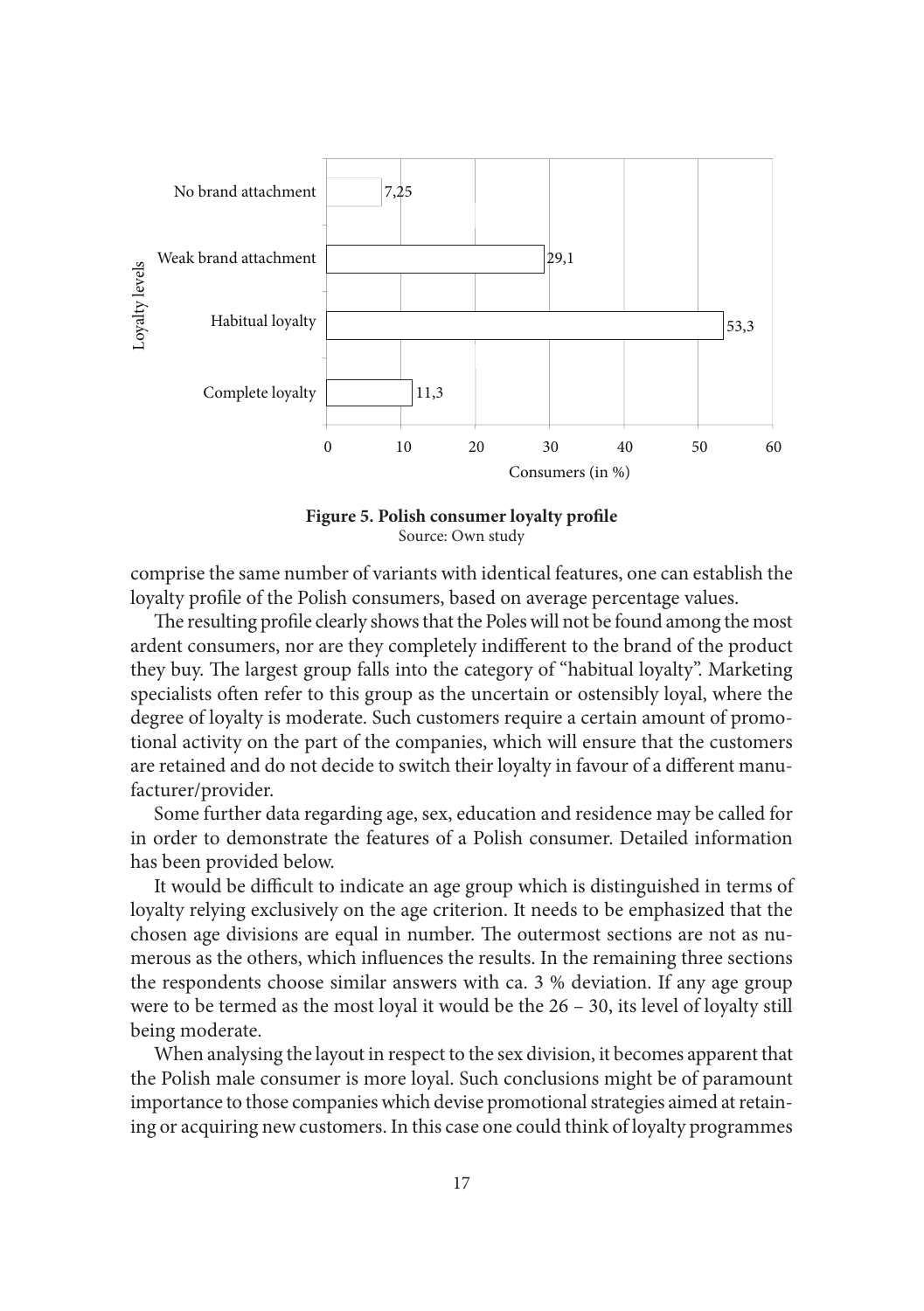| Loyalty levels | Consumers (in %) |
|---|---|
| No brand attachment | 7,25 |
| Weak brand attachment | 29,1 |
| Habitual loyalty | 53,3 |
| Complete loyalty | 11,3 |

**Figure 5. Polish consumer loyalty profile**
Source: Own study

comprise the same number of variants with identical features, one can establish the loyalty profile of the Polish consumers, based on average percentage values.

The resulting profile clearly shows that the Poles will not be found among the most ardent consumers, nor are they completely indifferent to the brand of the product they buy. The largest group falls into the category of "habitual loyalty". Marketing specialists often refer to this group as the uncertain or ostensibly loyal, where the degree of loyalty is moderate. Such customers require a certain amount of promotional activity on the part of the companies, which will ensure that the customers are retained and do not decide to switch their loyalty in favour of a different manufacturer/provider.

Some further data regarding age, sex, education and residence may be called for in order to demonstrate the features of a Polish consumer. Detailed information has been provided below.

It would be difficult to indicate an age group which is distinguished in terms of loyalty relying exclusively on the age criterion. It needs to be emphasized that the chosen age divisions are equal in number. The outermost sections are not as numerous as the others, which influences the results. In the remaining three sections the respondents choose similar answers with ca. 3 % deviation. If any age group were to be termed as the most loyal it would be the 26 – 30, its level of loyalty still being moderate.

When analysing the layout in respect to the sex division, it becomes apparent that the Polish male consumer is more loyal. Such conclusions might be of paramount importance to those companies which devise promotional strategies aimed at retaining or acquiring new customers. In this case one could think of loyalty programmes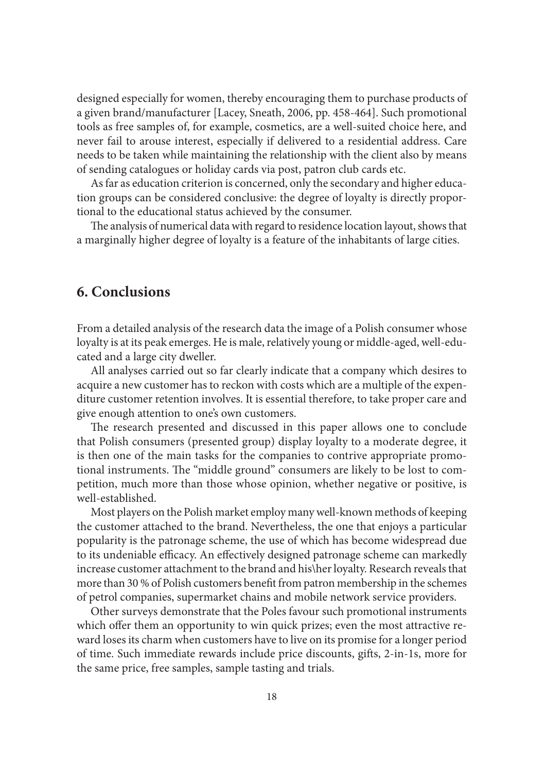designed especially for women, thereby encouraging them to purchase products of a given brand/manufacturer [Lacey, Sneath, 2006, pp. 458-464]. Such promotional tools as free samples of, for example, cosmetics, are a well-suited choice here, and never fail to arouse interest, especially if delivered to a residential address. Care needs to be taken while maintaining the relationship with the client also by means of sending catalogues or holiday cards via post, patron club cards etc.

As far as education criterion is concerned, only the secondary and higher education groups can be considered conclusive: the degree of loyalty is directly proportional to the educational status achieved by the consumer.

The analysis of numerical data with regard to residence location layout, shows that a marginally higher degree of loyalty is a feature of the inhabitants of large cities.

## 6. Conclusions

From a detailed analysis of the research data the image of a Polish consumer whose loyalty is at its peak emerges. He is male, relatively young or middle-aged, well-educated and a large city dweller.

All analyses carried out so far clearly indicate that a company which desires to acquire a new customer has to reckon with costs which are a multiple of the expenditure customer retention involves. It is essential therefore, to take proper care and give enough attention to one's own customers.

The research presented and discussed in this paper allows one to conclude that Polish consumers (presented group) display loyalty to a moderate degree, it is then one of the main tasks for the companies to contrive appropriate promotional instruments. The "middle ground" consumers are likely to be lost to competition, much more than those whose opinion, whether negative or positive, is well-established.

Most players on the Polish market employ many well-known methods of keeping the customer attached to the brand. Nevertheless, the one that enjoys a particular popularity is the patronage scheme, the use of which has become widespread due to its undeniable efficacy. An effectively designed patronage scheme can markedly increase customer attachment to the brand and his\her loyalty. Research reveals that more than 30 % of Polish customers benefit from patron membership in the schemes of petrol companies, supermarket chains and mobile network service providers.

Other surveys demonstrate that the Poles favour such promotional instruments which offer them an opportunity to win quick prizes; even the most attractive reward loses its charm when customers have to live on its promise for a longer period of time. Such immediate rewards include price discounts, gifts, 2-in-1s, more for the same price, free samples, sample tasting and trials.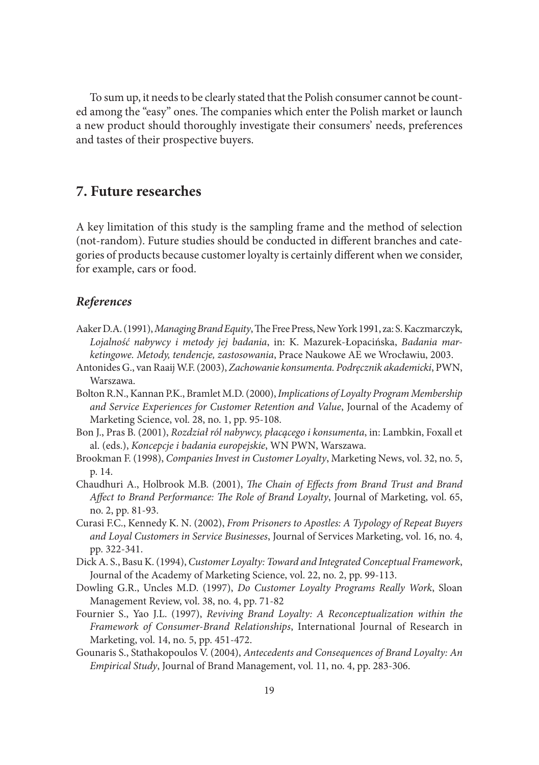To sum up, it needs to be clearly stated that the Polish consumer cannot be counted among the "easy" ones. The companies which enter the Polish market or launch a new product should thoroughly investigate their consumers' needs, preferences and tastes of their prospective buyers.

## 7. Future researches

A key limitation of this study is the sampling frame and the method of selection (not-random). Future studies should be conducted in different branches and categories of products because customer loyalty is certainly different when we consider, for example, cars or food.

### *References*

Aaker D.A. (1991), *Managing Brand Equity*, The Free Press, New York 1991, za: S. Kaczmarczyk, *Lojalność nabywcy i metody jej badania*, in: K. Mazurek-Łopacińska, *Badania marketingowe. Metody, tendencje, zastosowania*, Prace Naukowe AE we Wrocławiu, 2003.

Antonides G., van Raaij W.F. (2003), *Zachowanie konsumenta. Podręcznik akademicki*, PWN, Warszawa.

Bolton R.N., Kannan P.K., Bramlet M.D. (2000), *Implications of Loyalty Program Membership and Service Experiences for Customer Retention and Value*, Journal of the Academy of Marketing Science, vol. 28, no. 1, pp. 95-108.

Bon J., Pras B. (2001), *Rozdział ról nabywcy, płacącego i konsumenta*, in: Lambkin, Foxall et al. (eds.), *Koncepcje i badania europejskie*, WN PWN, Warszawa.

Brookman F. (1998), *Companies Invest in Customer Loyalty*, Marketing News, vol. 32, no. 5, p. 14.

Chaudhuri A., Holbrook M.B. (2001), *The Chain of Effects from Brand Trust and Brand Affect to Brand Performance: The Role of Brand Loyalty*, Journal of Marketing, vol. 65, no. 2, pp. 81-93.

Curasi F.C., Kennedy K. N. (2002), *From Prisoners to Apostles: A Typology of Repeat Buyers and Loyal Customers in Service Businesses*, Journal of Services Marketing, vol. 16, no. 4, pp. 322-341.

Dick A. S., Basu K. (1994), *Customer Loyalty: Toward and Integrated Conceptual Framework*, Journal of the Academy of Marketing Science, vol. 22, no. 2, pp. 99-113.

Dowling G.R., Uncles M.D. (1997), *Do Customer Loyalty Programs Really Work*, Sloan Management Review, vol. 38, no. 4, pp. 71-82

Fournier S., Yao J.L. (1997), *Reviving Brand Loyalty: A Reconceptualization within the Framework of Consumer-Brand Relationships*, International Journal of Research in Marketing, vol. 14, no. 5, pp. 451-472.

Gounaris S., Stathakopoulos V. (2004), *Antecedents and Consequences of Brand Loyalty: An Empirical Study*, Journal of Brand Management, vol. 11, no. 4, pp. 283-306.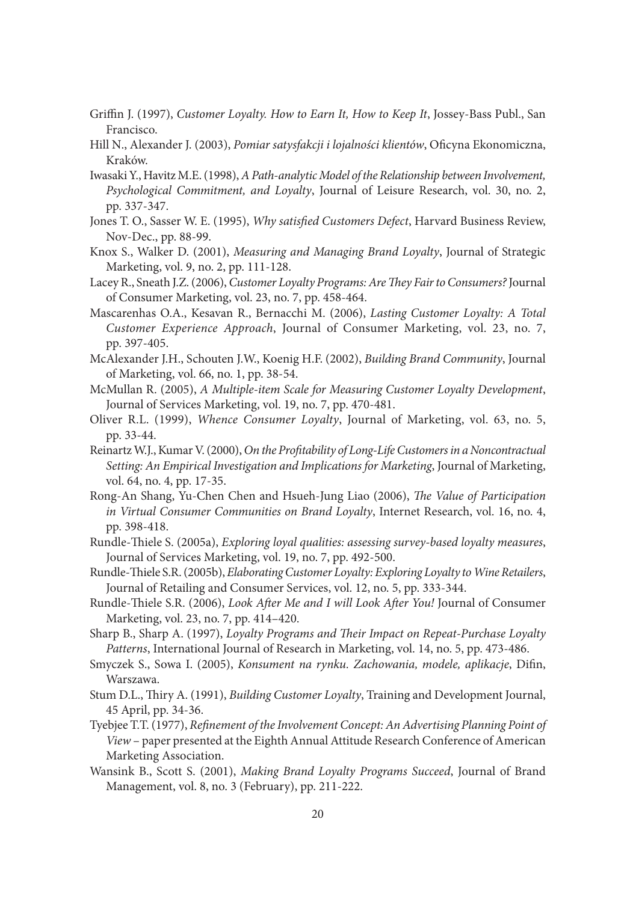Griffin J. (1997), *Customer Loyalty. How to Earn It, How to Keep It*, Jossey-Bass Publ., San Francisco.

Hill N., Alexander J. (2003), *Pomiar satysfakcji i lojalności klientów*, Oficyna Ekonomiczna, Kraków.

Iwasaki Y., Havitz M.E. (1998), *A Path-analytic Model of the Relationship between Involvement, Psychological Commitment, and Loyalty*, Journal of Leisure Research, vol. 30, no. 2, pp. 337-347.

Jones T. O., Sasser W. E. (1995), *Why satisfied Customers Defect*, Harvard Business Review, Nov-Dec., pp. 88-99.

Knox S., Walker D. (2001), *Measuring and Managing Brand Loyalty*, Journal of Strategic Marketing, vol. 9, no. 2, pp. 111-128.

Lacey R., Sneath J.Z. (2006), *Customer Loyalty Programs: Are They Fair to Consumers?* Journal of Consumer Marketing, vol. 23, no. 7, pp. 458-464.

Mascarenhas O.A., Kesavan R., Bernacchi M. (2006), *Lasting Customer Loyalty: A Total Customer Experience Approach*, Journal of Consumer Marketing, vol. 23, no. 7, pp. 397-405.

McAlexander J.H., Schouten J.W., Koenig H.F. (2002), *Building Brand Community*, Journal of Marketing, vol. 66, no. 1, pp. 38-54.

McMullan R. (2005), *A Multiple-item Scale for Measuring Customer Loyalty Development*, Journal of Services Marketing, vol. 19, no. 7, pp. 470-481.

Oliver R.L. (1999), *Whence Consumer Loyalty*, Journal of Marketing, vol. 63, no. 5, pp. 33-44.

Reinartz W.J., Kumar V. (2000), *On the Profitability of Long-Life Customers in a Noncontractual Setting: An Empirical Investigation and Implications for Marketing*, Journal of Marketing, vol. 64, no. 4, pp. 17-35.

Rong-An Shang, Yu-Chen Chen and Hsueh-Jung Liao (2006), *The Value of Participation in Virtual Consumer Communities on Brand Loyalty*, Internet Research, vol. 16, no. 4, pp. 398-418.

Rundle-Thiele S. (2005a), *Exploring loyal qualities: assessing survey-based loyalty measures*, Journal of Services Marketing, vol. 19, no. 7, pp. 492-500.

Rundle-Thiele S.R. (2005b), *Elaborating Customer Loyalty: Exploring Loyalty to Wine Retailers*, Journal of Retailing and Consumer Services, vol. 12, no. 5, pp. 333-344.

Rundle-Thiele S.R. (2006), *Look After Me and I will Look After You!* Journal of Consumer Marketing, vol. 23, no. 7, pp. 414–420.

Sharp B., Sharp A. (1997), *Loyalty Programs and Their Impact on Repeat-Purchase Loyalty Patterns*, International Journal of Research in Marketing, vol. 14, no. 5, pp. 473-486.

Smyczek S., Sowa I. (2005), *Konsument na rynku. Zachowania, modele, aplikacje*, Difin, Warszawa.

Stum D.L., Thiry A. (1991), *Building Customer Loyalty*, Training and Development Journal, 45 April, pp. 34-36.

Tyebjee T.T. (1977), *Refinement of the Involvement Concept: An Advertising Planning Point of View* – paper presented at the Eighth Annual Attitude Research Conference of American Marketing Association.

Wansink B., Scott S. (2001), *Making Brand Loyalty Programs Succeed*, Journal of Brand Management, vol. 8, no. 3 (February), pp. 211-222.